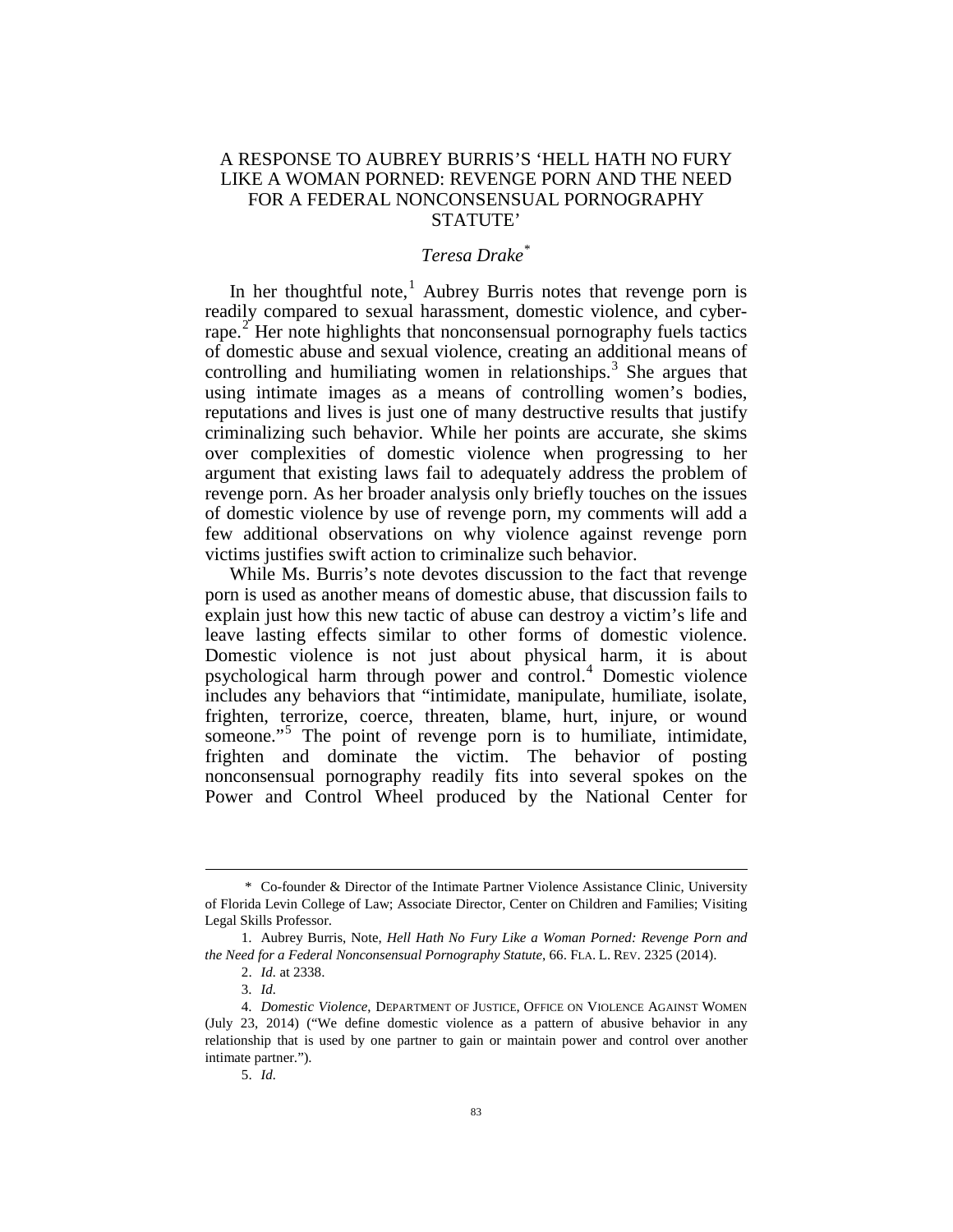# A RESPONSE TO AUBREY BURRIS'S 'HELL HATH NO FURY LIKE A WOMAN PORNED: REVENGE PORN AND THE NEED FOR A FEDERAL NONCONSENSUAL PORNOGRAPHY STATUTE'

*Teresa Drake*[*]

In her thoughtful note,[1] Aubrey Burris notes that revenge porn is readily compared to sexual harassment, domestic violence, and cyber-rape.[2] Her note highlights that nonconsensual pornography fuels tactics of domestic abuse and sexual violence, creating an additional means of controlling and humiliating women in relationships.[3] She argues that using intimate images as a means of controlling women's bodies, reputations and lives is just one of many destructive results that justify criminalizing such behavior. While her points are accurate, she skims over complexities of domestic violence when progressing to her argument that existing laws fail to adequately address the problem of revenge porn. As her broader analysis only briefly touches on the issues of domestic violence by use of revenge porn, my comments will add a few additional observations on why violence against revenge porn victims justifies swift action to criminalize such behavior.

While Ms. Burris's note devotes discussion to the fact that revenge porn is used as another means of domestic abuse, that discussion fails to explain just how this new tactic of abuse can destroy a victim's life and leave lasting effects similar to other forms of domestic violence. Domestic violence is not just about physical harm, it is about psychological harm through power and control.[4] Domestic violence includes any behaviors that "intimidate, manipulate, humiliate, isolate, frighten, terrorize, coerce, threaten, blame, hurt, injure, or wound someone."[5] The point of revenge porn is to humiliate, intimidate, frighten and dominate the victim. The behavior of posting nonconsensual pornography readily fits into several spokes on the Power and Control Wheel produced by the National Center for

---

\* Co-founder & Director of the Intimate Partner Violence Assistance Clinic, University of Florida Levin College of Law; Associate Director, Center on Children and Families; Visiting Legal Skills Professor.

1. Aubrey Burris, Note, *Hell Hath No Fury Like a Woman Porned: Revenge Porn and the Need for a Federal Nonconsensual Pornography Statute*, 66. FLA. L. REV. 2325 (2014).

2. *Id.* at 2338.

3. *Id.*

4. *Domestic Violence*, DEPARTMENT OF JUSTICE, OFFICE ON VIOLENCE AGAINST WOMEN (July 23, 2014) ("We define domestic violence as a pattern of abusive behavior in any relationship that is used by one partner to gain or maintain power and control over another intimate partner.").

5. *Id.*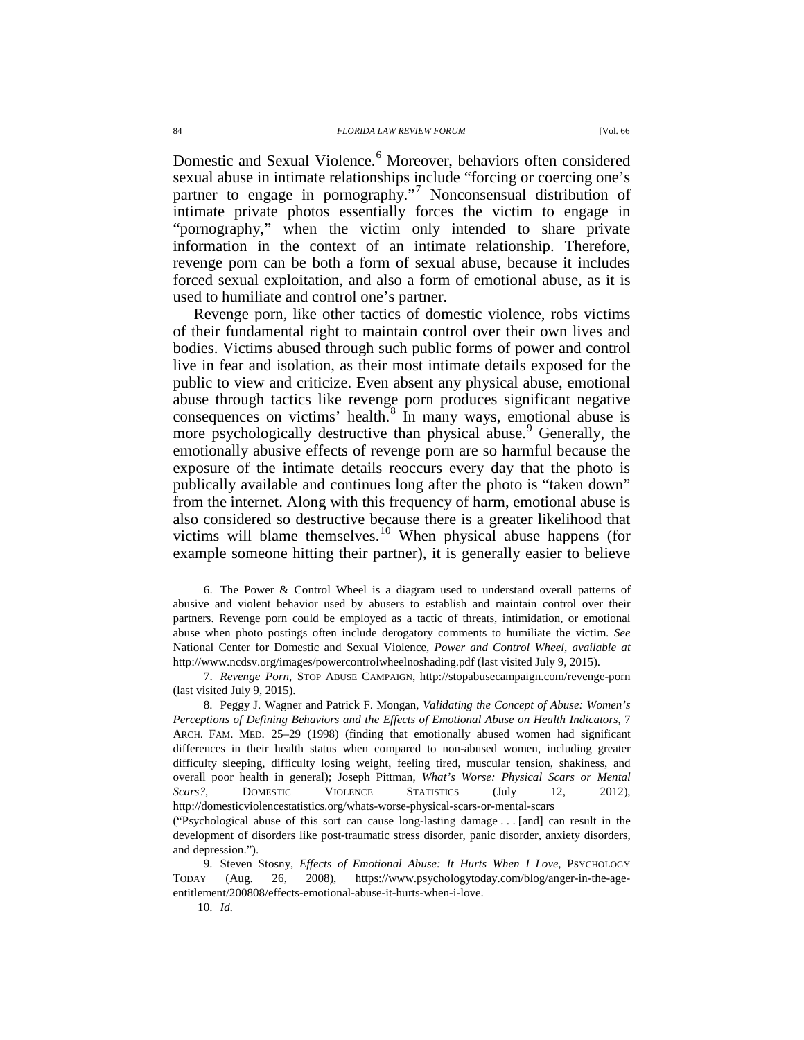Domestic and Sexual Violence.[6] Moreover, behaviors often considered sexual abuse in intimate relationships include "forcing or coercing one's partner to engage in pornography."[7] Nonconsensual distribution of intimate private photos essentially forces the victim to engage in "pornography," when the victim only intended to share private information in the context of an intimate relationship. Therefore, revenge porn can be both a form of sexual abuse, because it includes forced sexual exploitation, and also a form of emotional abuse, as it is used to humiliate and control one's partner.

Revenge porn, like other tactics of domestic violence, robs victims of their fundamental right to maintain control over their own lives and bodies. Victims abused through such public forms of power and control live in fear and isolation, as their most intimate details exposed for the public to view and criticize. Even absent any physical abuse, emotional abuse through tactics like revenge porn produces significant negative consequences on victims' health.[8] In many ways, emotional abuse is more psychologically destructive than physical abuse.[9] Generally, the emotionally abusive effects of revenge porn are so harmful because the exposure of the intimate details reoccurs every day that the photo is publically available and continues long after the photo is "taken down" from the internet. Along with this frequency of harm, emotional abuse is also considered so destructive because there is a greater likelihood that victims will blame themselves.[10] When physical abuse happens (for example someone hitting their partner), it is generally easier to believe

---

6. The Power & Control Wheel is a diagram used to understand overall patterns of abusive and violent behavior used by abusers to establish and maintain control over their partners. Revenge porn could be employed as a tactic of threats, intimidation, or emotional abuse when photo postings often include derogatory comments to humiliate the victim. *See* National Center for Domestic and Sexual Violence, *Power and Control Wheel*, *available at* http://www.ncdsv.org/images/powercontrolwheelnoshading.pdf (last visited July 9, 2015).

7. *Revenge Porn*, STOP ABUSE CAMPAIGN, http://stopabusecampaign.com/revenge-porn (last visited July 9, 2015).

8. Peggy J. Wagner and Patrick F. Mongan, *Validating the Concept of Abuse: Women's Perceptions of Defining Behaviors and the Effects of Emotional Abuse on Health Indicators*, 7 ARCH. FAM. MED. 25–29 (1998) (finding that emotionally abused women had significant differences in their health status when compared to non-abused women, including greater difficulty sleeping, difficulty losing weight, feeling tired, muscular tension, shakiness, and overall poor health in general); Joseph Pittman, *What's Worse: Physical Scars or Mental Scars?*, DOMESTIC VIOLENCE STATISTICS (July 12, 2012), http://domesticviolencestatistics.org/whats-worse-physical-scars-or-mental-scars ("Psychological abuse of this sort can cause long-lasting damage . . . [and] can result in the development of disorders like post-traumatic stress disorder, panic disorder, anxiety disorders, and depression.").

9. Steven Stosny, *Effects of Emotional Abuse: It Hurts When I Love*, PSYCHOLOGY TODAY (Aug. 26, 2008), https://www.psychologytoday.com/blog/anger-in-the-age-entitlement/200808/effects-emotional-abuse-it-hurts-when-i-love.

10. *Id.*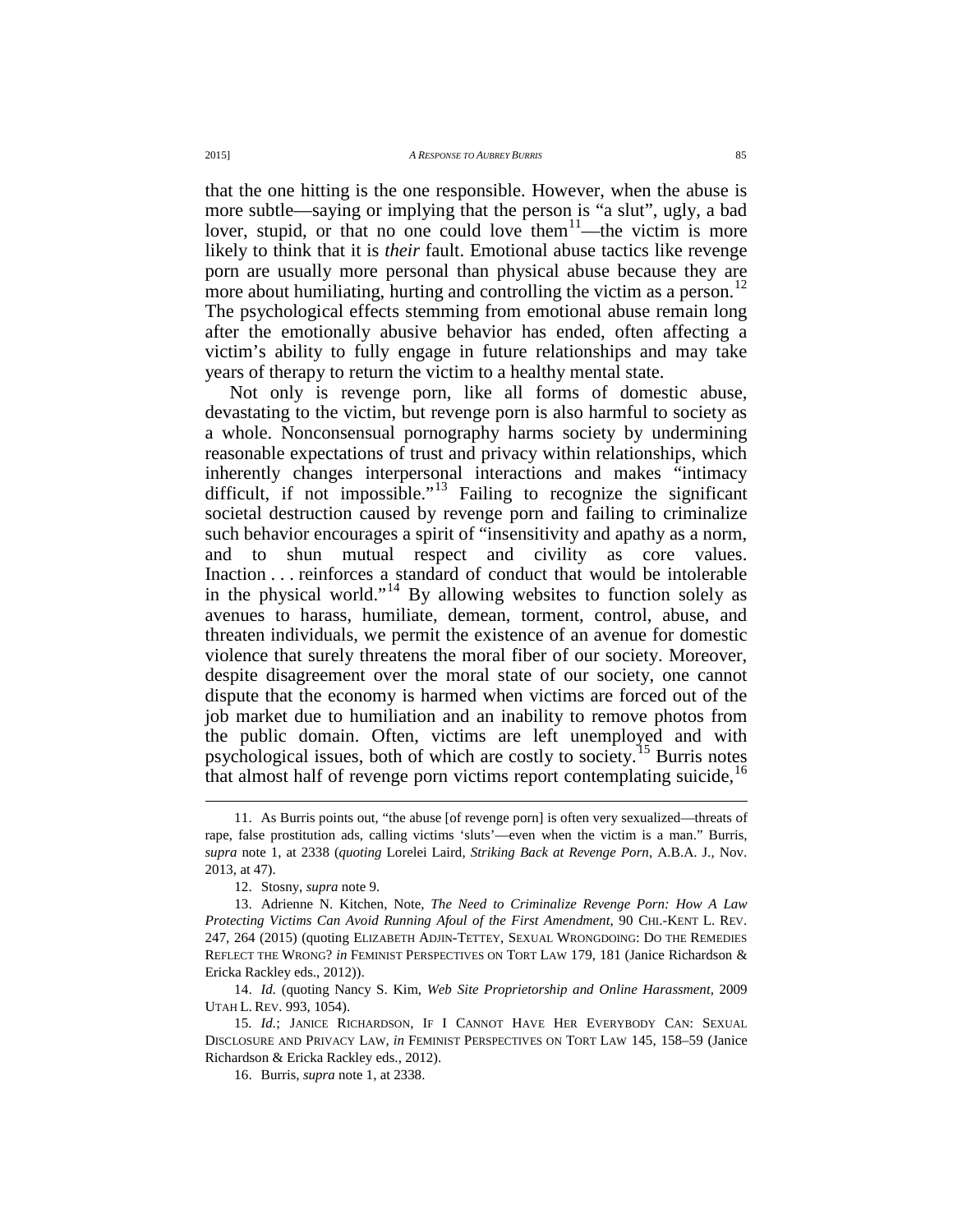that the one hitting is the one responsible. However, when the abuse is more subtle—saying or implying that the person is "a slut", ugly, a bad lover, stupid, or that no one could love them[11]—the victim is more likely to think that it is *their* fault. Emotional abuse tactics like revenge porn are usually more personal than physical abuse because they are more about humiliating, hurting and controlling the victim as a person.[12] The psychological effects stemming from emotional abuse remain long after the emotionally abusive behavior has ended, often affecting a victim's ability to fully engage in future relationships and may take years of therapy to return the victim to a healthy mental state.

Not only is revenge porn, like all forms of domestic abuse, devastating to the victim, but revenge porn is also harmful to society as a whole. Nonconsensual pornography harms society by undermining reasonable expectations of trust and privacy within relationships, which inherently changes interpersonal interactions and makes "intimacy difficult, if not impossible."[13] Failing to recognize the significant societal destruction caused by revenge porn and failing to criminalize such behavior encourages a spirit of "insensitivity and apathy as a norm, and to shun mutual respect and civility as core values. Inaction . . . reinforces a standard of conduct that would be intolerable in the physical world."[14] By allowing websites to function solely as avenues to harass, humiliate, demean, torment, control, abuse, and threaten individuals, we permit the existence of an avenue for domestic violence that surely threatens the moral fiber of our society. Moreover, despite disagreement over the moral state of our society, one cannot dispute that the economy is harmed when victims are forced out of the job market due to humiliation and an inability to remove photos from the public domain. Often, victims are left unemployed and with psychological issues, both of which are costly to society.[15] Burris notes that almost half of revenge porn victims report contemplating suicide,[16]

---

11. As Burris points out, "the abuse [of revenge porn] is often very sexualized—threats of rape, false prostitution ads, calling victims 'sluts'—even when the victim is a man." Burris, *supra* note 1, at 2338 (*quoting* Lorelei Laird, *Striking Back at Revenge Porn*, A.B.A. J., Nov. 2013, at 47).

12. Stosny, *supra* note 9.

13. Adrienne N. Kitchen, Note, *The Need to Criminalize Revenge Porn: How A Law Protecting Victims Can Avoid Running Afoul of the First Amendment*, 90 CHI.-KENT L. REV. 247, 264 (2015) (quoting ELIZABETH ADJIN-TETTEY, SEXUAL WRONGDOING: DO THE REMEDIES REFLECT THE WRONG? *in* FEMINIST PERSPECTIVES ON TORT LAW 179, 181 (Janice Richardson & Ericka Rackley eds., 2012)).

14. *Id.* (quoting Nancy S. Kim, *Web Site Proprietorship and Online Harassment*, 2009 UTAH L. REV. 993, 1054).

15. *Id.*; JANICE RICHARDSON, IF I CANNOT HAVE HER EVERYBODY CAN: SEXUAL DISCLOSURE AND PRIVACY LAW, *in* FEMINIST PERSPECTIVES ON TORT LAW 145, 158–59 (Janice Richardson & Ericka Rackley eds., 2012).

16. Burris, *supra* note 1, at 2338.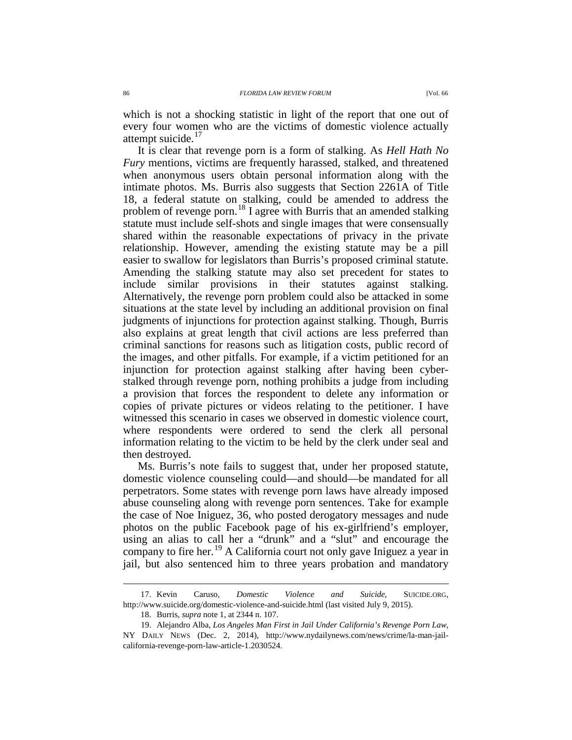which is not a shocking statistic in light of the report that one out of every four women who are the victims of domestic violence actually attempt suicide.[17]

It is clear that revenge porn is a form of stalking. As *Hell Hath No Fury* mentions, victims are frequently harassed, stalked, and threatened when anonymous users obtain personal information along with the intimate photos. Ms. Burris also suggests that Section 2261A of Title 18, a federal statute on stalking, could be amended to address the problem of revenge porn.[18] I agree with Burris that an amended stalking statute must include self-shots and single images that were consensually shared within the reasonable expectations of privacy in the private relationship. However, amending the existing statute may be a pill easier to swallow for legislators than Burris's proposed criminal statute. Amending the stalking statute may also set precedent for states to include similar provisions in their statutes against stalking. Alternatively, the revenge porn problem could also be attacked in some situations at the state level by including an additional provision on final judgments of injunctions for protection against stalking. Though, Burris also explains at great length that civil actions are less preferred than criminal sanctions for reasons such as litigation costs, public record of the images, and other pitfalls. For example, if a victim petitioned for an injunction for protection against stalking after having been cyber-stalked through revenge porn, nothing prohibits a judge from including a provision that forces the respondent to delete any information or copies of private pictures or videos relating to the petitioner. I have witnessed this scenario in cases we observed in domestic violence court, where respondents were ordered to send the clerk all personal information relating to the victim to be held by the clerk under seal and then destroyed.

Ms. Burris's note fails to suggest that, under her proposed statute, domestic violence counseling could—and should—be mandated for all perpetrators. Some states with revenge porn laws have already imposed abuse counseling along with revenge porn sentences. Take for example the case of Noe Iniguez, 36, who posted derogatory messages and nude photos on the public Facebook page of his ex-girlfriend's employer, using an alias to call her a "drunk" and a "slut" and encourage the company to fire her.[19] A California court not only gave Iniguez a year in jail, but also sentenced him to three years probation and mandatory

---

17. Kevin Caruso, *Domestic Violence and Suicide*, SUICIDE.ORG, http://www.suicide.org/domestic-violence-and-suicide.html (last visited July 9, 2015).

18. Burris, *supra* note 1, at 2344 n. 107.

19. Alejandro Alba, *Los Angeles Man First in Jail Under California's Revenge Porn Law*, NY DAILY NEWS (Dec. 2, 2014), http://www.nydailynews.com/news/crime/la-man-jail-california-revenge-porn-law-article-1.2030524.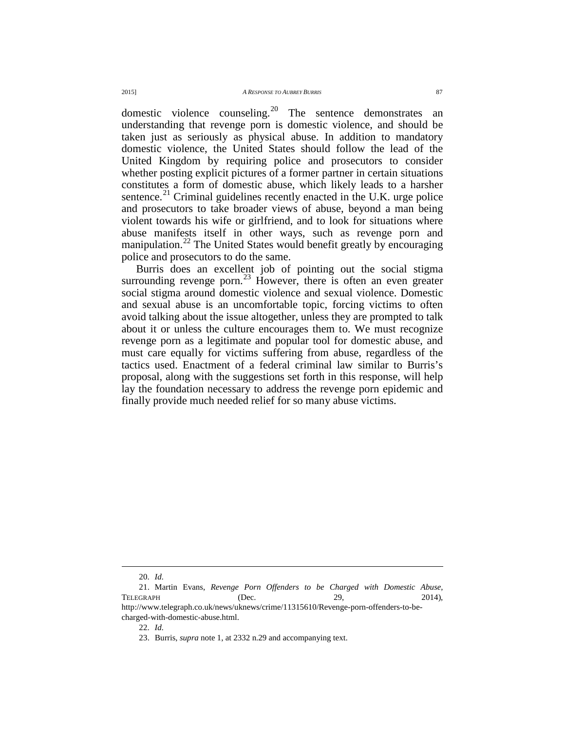domestic violence counseling.[20] The sentence demonstrates an understanding that revenge porn is domestic violence, and should be taken just as seriously as physical abuse. In addition to mandatory domestic violence, the United States should follow the lead of the United Kingdom by requiring police and prosecutors to consider whether posting explicit pictures of a former partner in certain situations constitutes a form of domestic abuse, which likely leads to a harsher sentence.[21] Criminal guidelines recently enacted in the U.K. urge police and prosecutors to take broader views of abuse, beyond a man being violent towards his wife or girlfriend, and to look for situations where abuse manifests itself in other ways, such as revenge porn and manipulation.[22] The United States would benefit greatly by encouraging police and prosecutors to do the same.

Burris does an excellent job of pointing out the social stigma surrounding revenge porn.[23] However, there is often an even greater social stigma around domestic violence and sexual violence. Domestic and sexual abuse is an uncomfortable topic, forcing victims to often avoid talking about the issue altogether, unless they are prompted to talk about it or unless the culture encourages them to. We must recognize revenge porn as a legitimate and popular tool for domestic abuse, and must care equally for victims suffering from abuse, regardless of the tactics used. Enactment of a federal criminal law similar to Burris's proposal, along with the suggestions set forth in this response, will help lay the foundation necessary to address the revenge porn epidemic and finally provide much needed relief for so many abuse victims.

---

20. *Id.*

21. Martin Evans, *Revenge Porn Offenders to be Charged with Domestic Abuse*, TELEGRAPH (Dec. 29, 2014), http://www.telegraph.co.uk/news/uknews/crime/11315610/Revenge-porn-offenders-to-be-charged-with-domestic-abuse.html.

22. *Id.*

23. Burris, *supra* note 1, at 2332 n.29 and accompanying text.